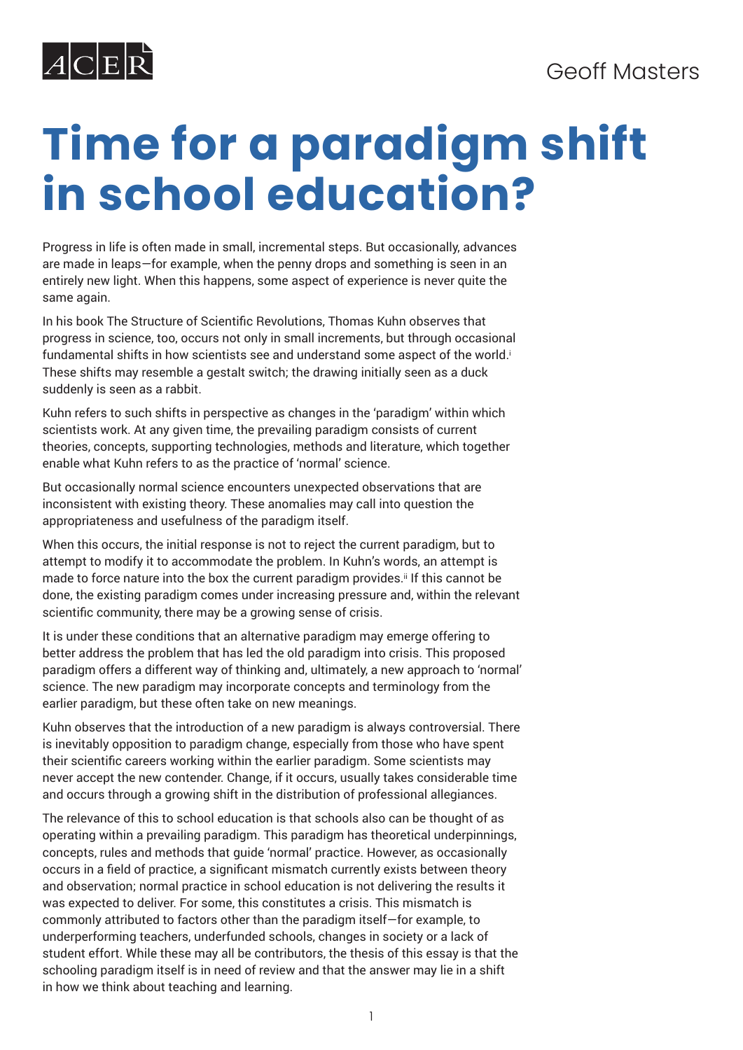Geoff Masters

# Time for a paradigm shift in school education?

Progress in life is often made in small, incremental steps. But occasionally, advances are made in leaps—for example, when the penny drops and something is seen in an entirely new light. When this happens, some aspect of experience is never quite the same again.

In his book The Structure of Scientific Revolutions, Thomas Kuhn observes that progress in science, too, occurs not only in small increments, but through occasional fundamental shifts in how scientists see and understand some aspect of the world.[i] These shifts may resemble a gestalt switch; the drawing initially seen as a duck suddenly is seen as a rabbit.

Kuhn refers to such shifts in perspective as changes in the 'paradigm' within which scientists work. At any given time, the prevailing paradigm consists of current theories, concepts, supporting technologies, methods and literature, which together enable what Kuhn refers to as the practice of 'normal' science.

But occasionally normal science encounters unexpected observations that are inconsistent with existing theory. These anomalies may call into question the appropriateness and usefulness of the paradigm itself.

When this occurs, the initial response is not to reject the current paradigm, but to attempt to modify it to accommodate the problem. In Kuhn's words, an attempt is made to force nature into the box the current paradigm provides.[ii] If this cannot be done, the existing paradigm comes under increasing pressure and, within the relevant scientific community, there may be a growing sense of crisis.

It is under these conditions that an alternative paradigm may emerge offering to better address the problem that has led the old paradigm into crisis. This proposed paradigm offers a different way of thinking and, ultimately, a new approach to 'normal' science. The new paradigm may incorporate concepts and terminology from the earlier paradigm, but these often take on new meanings.

Kuhn observes that the introduction of a new paradigm is always controversial. There is inevitably opposition to paradigm change, especially from those who have spent their scientific careers working within the earlier paradigm. Some scientists may never accept the new contender. Change, if it occurs, usually takes considerable time and occurs through a growing shift in the distribution of professional allegiances.

The relevance of this to school education is that schools also can be thought of as operating within a prevailing paradigm. This paradigm has theoretical underpinnings, concepts, rules and methods that guide 'normal' practice. However, as occasionally occurs in a field of practice, a significant mismatch currently exists between theory and observation; normal practice in school education is not delivering the results it was expected to deliver. For some, this constitutes a crisis. This mismatch is commonly attributed to factors other than the paradigm itself—for example, to underperforming teachers, underfunded schools, changes in society or a lack of student effort. While these may all be contributors, the thesis of this essay is that the schooling paradigm itself is in need of review and that the answer may lie in a shift in how we think about teaching and learning.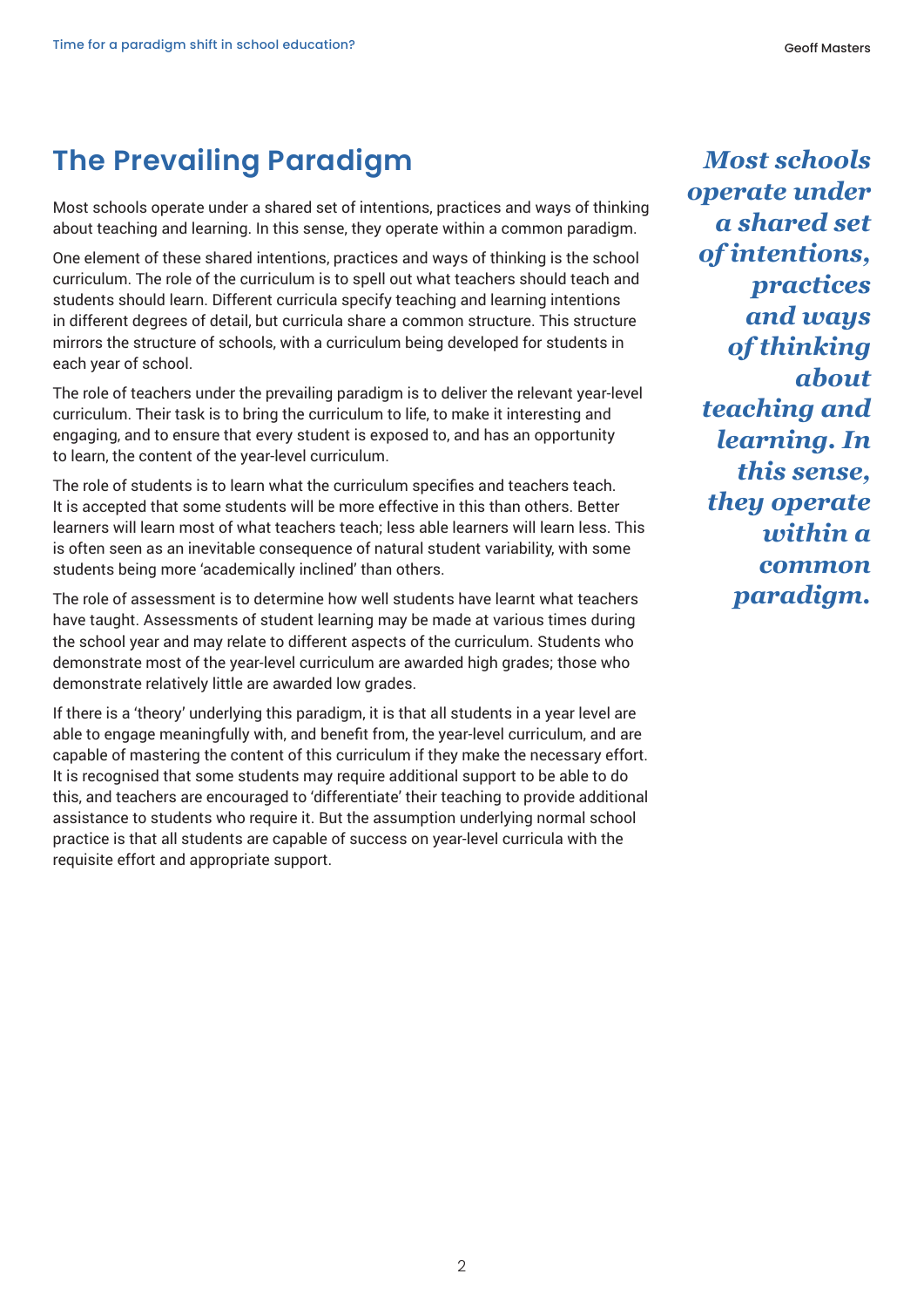## The Prevailing Paradigm

Most schools operate under a shared set of intentions, practices and ways of thinking about teaching and learning. In this sense, they operate within a common paradigm.

One element of these shared intentions, practices and ways of thinking is the school curriculum. The role of the curriculum is to spell out what teachers should teach and students should learn. Different curricula specify teaching and learning intentions in different degrees of detail, but curricula share a common structure. This structure mirrors the structure of schools, with a curriculum being developed for students in each year of school.

The role of teachers under the prevailing paradigm is to deliver the relevant year-level curriculum. Their task is to bring the curriculum to life, to make it interesting and engaging, and to ensure that every student is exposed to, and has an opportunity to learn, the content of the year-level curriculum.

The role of students is to learn what the curriculum specifies and teachers teach. It is accepted that some students will be more effective in this than others. Better learners will learn most of what teachers teach; less able learners will learn less. This is often seen as an inevitable consequence of natural student variability, with some students being more 'academically inclined' than others.

The role of assessment is to determine how well students have learnt what teachers have taught. Assessments of student learning may be made at various times during the school year and may relate to different aspects of the curriculum. Students who demonstrate most of the year-level curriculum are awarded high grades; those who demonstrate relatively little are awarded low grades.

If there is a 'theory' underlying this paradigm, it is that all students in a year level are able to engage meaningfully with, and benefit from, the year-level curriculum, and are capable of mastering the content of this curriculum if they make the necessary effort. It is recognised that some students may require additional support to be able to do this, and teachers are encouraged to 'differentiate' their teaching to provide additional assistance to students who require it. But the assumption underlying normal school practice is that all students are capable of success on year-level curricula with the requisite effort and appropriate support.

***Most schools operate under a shared set of intentions, practices and ways of thinking about teaching and learning. In this sense, they operate within a common paradigm.***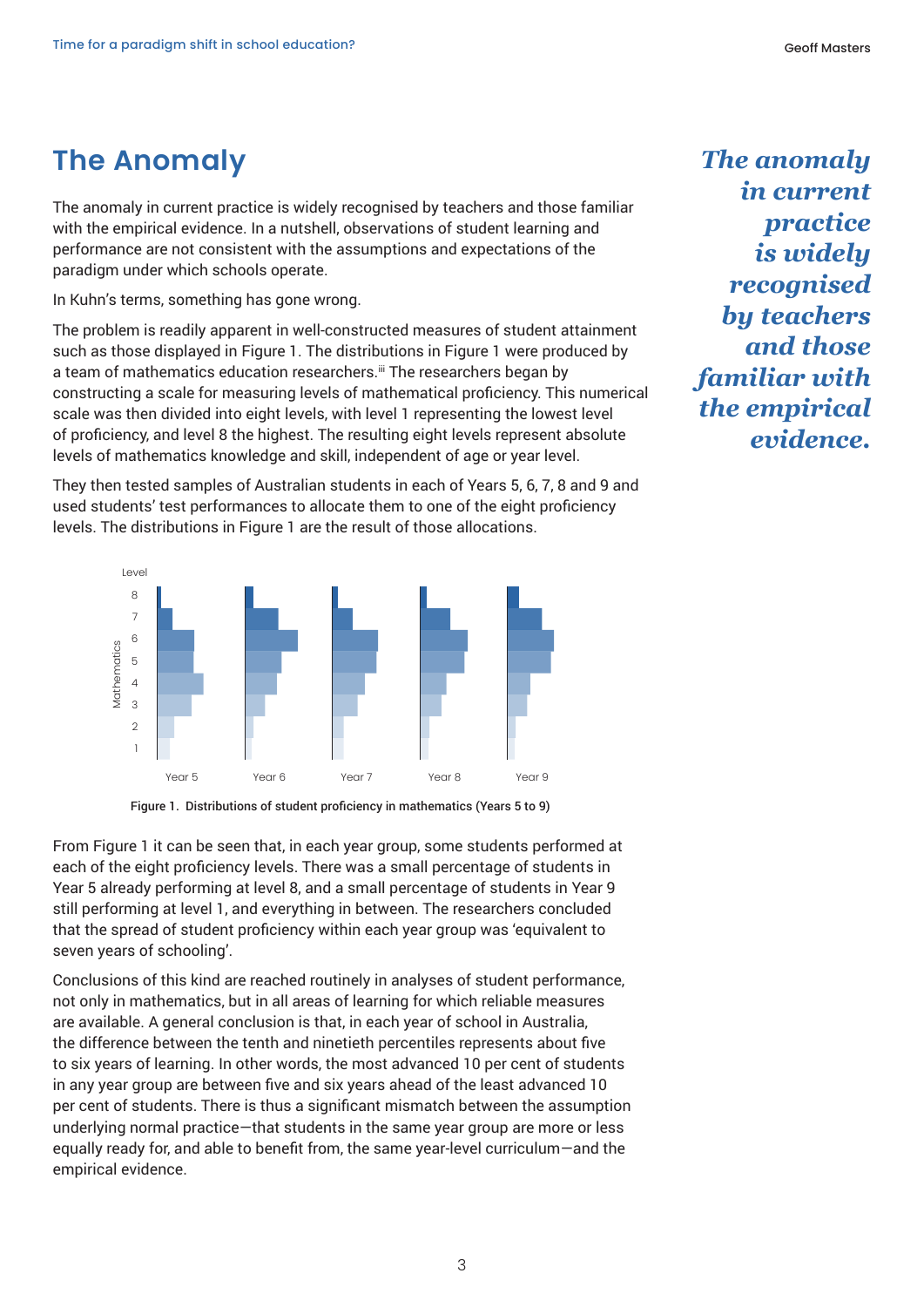## The Anomaly

The anomaly in current practice is widely recognised by teachers and those familiar with the empirical evidence. In a nutshell, observations of student learning and performance are not consistent with the assumptions and expectations of the paradigm under which schools operate.

*The anomaly in current practice is widely recognised by teachers and those familiar with the empirical evidence.*

In Kuhn's terms, something has gone wrong.

The problem is readily apparent in well-constructed measures of student attainment such as those displayed in Figure 1. The distributions in Figure 1 were produced by a team of mathematics education researchers.[iii] The researchers began by constructing a scale for measuring levels of mathematical proficiency. This numerical scale was then divided into eight levels, with level 1 representing the lowest level of proficiency, and level 8 the highest. The resulting eight levels represent absolute levels of mathematics knowledge and skill, independent of age or year level.

They then tested samples of Australian students in each of Years 5, 6, 7, 8 and 9 and used students' test performances to allocate them to one of the eight proficiency levels. The distributions in Figure 1 are the result of those allocations.

Level
8
7
6
5
4
3
2
1
Mathematics
Year 5
Year 6
Year 7
Year 8
Year 9

Figure 1. Distributions of student proficiency in mathematics (Years 5 to 9)

From Figure 1 it can be seen that, in each year group, some students performed at each of the eight proficiency levels. There was a small percentage of students in Year 5 already performing at level 8, and a small percentage of students in Year 9 still performing at level 1, and everything in between. The researchers concluded that the spread of student proficiency within each year group was 'equivalent to seven years of schooling'.

Conclusions of this kind are reached routinely in analyses of student performance, not only in mathematics, but in all areas of learning for which reliable measures are available. A general conclusion is that, in each year of school in Australia, the difference between the tenth and ninetieth percentiles represents about five to six years of learning. In other words, the most advanced 10 per cent of students in any year group are between five and six years ahead of the least advanced 10 per cent of students. There is thus a significant mismatch between the assumption underlying normal practice—that students in the same year group are more or less equally ready for, and able to benefit from, the same year-level curriculum—and the empirical evidence.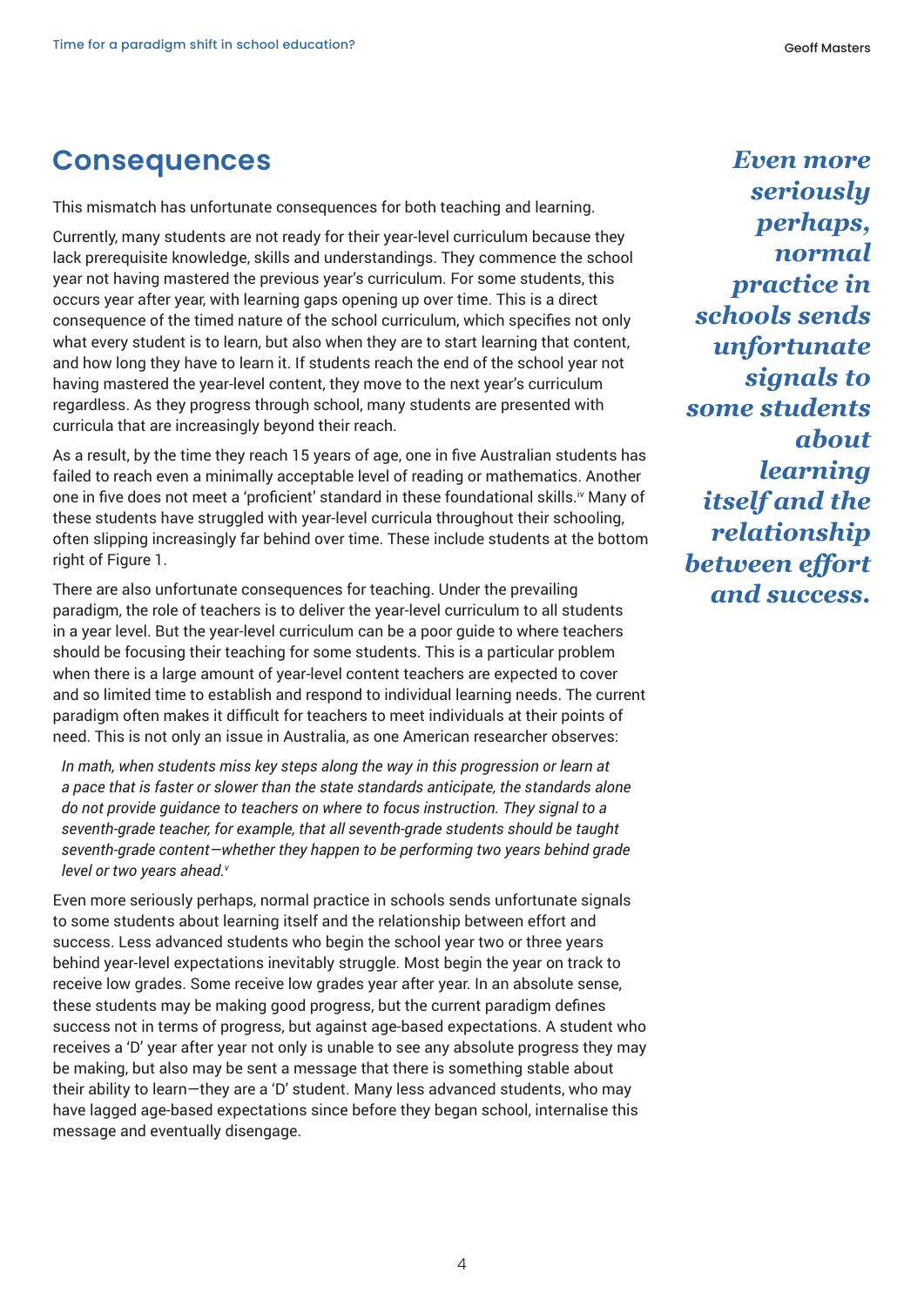## Consequences

This mismatch has unfortunate consequences for both teaching and learning.

Currently, many students are not ready for their year-level curriculum because they lack prerequisite knowledge, skills and understandings. They commence the school year not having mastered the previous year's curriculum. For some students, this occurs year after year, with learning gaps opening up over time. This is a direct consequence of the timed nature of the school curriculum, which specifies not only what every student is to learn, but also when they are to start learning that content, and how long they have to learn it. If students reach the end of the school year not having mastered the year-level content, they move to the next year's curriculum regardless. As they progress through school, many students are presented with curricula that are increasingly beyond their reach.

As a result, by the time they reach 15 years of age, one in five Australian students has failed to reach even a minimally acceptable level of reading or mathematics. Another one in five does not meet a 'proficient' standard in these foundational skills.[iv] Many of these students have struggled with year-level curricula throughout their schooling, often slipping increasingly far behind over time. These include students at the bottom right of Figure 1.

There are also unfortunate consequences for teaching. Under the prevailing paradigm, the role of teachers is to deliver the year-level curriculum to all students in a year level. But the year-level curriculum can be a poor guide to where teachers should be focusing their teaching for some students. This is a particular problem when there is a large amount of year-level content teachers are expected to cover and so limited time to establish and respond to individual learning needs. The current paradigm often makes it difficult for teachers to meet individuals at their points of need. This is not only an issue in Australia, as one American researcher observes:

> *In math, when students miss key steps along the way in this progression or learn at a pace that is faster or slower than the state standards anticipate, the standards alone do not provide guidance to teachers on where to focus instruction. They signal to a seventh-grade teacher, for example, that all seventh-grade students should be taught seventh-grade content—whether they happen to be performing two years behind grade level or two years ahead.*[v]

Even more seriously perhaps, normal practice in schools sends unfortunate signals to some students about learning itself and the relationship between effort and success. Less advanced students who begin the school year two or three years behind year-level expectations inevitably struggle. Most begin the year on track to receive low grades. Some receive low grades year after year. In an absolute sense, these students may be making good progress, but the current paradigm defines success not in terms of progress, but against age-based expectations. A student who receives a 'D' year after year not only is unable to see any absolute progress they may be making, but also may be sent a message that there is something stable about their ability to learn—they are a 'D' student. Many less advanced students, who may have lagged age-based expectations since before they began school, internalise this message and eventually disengage.

***Even more seriously perhaps, normal practice in schools sends unfortunate signals to some students about learning itself and the relationship between effort and success.***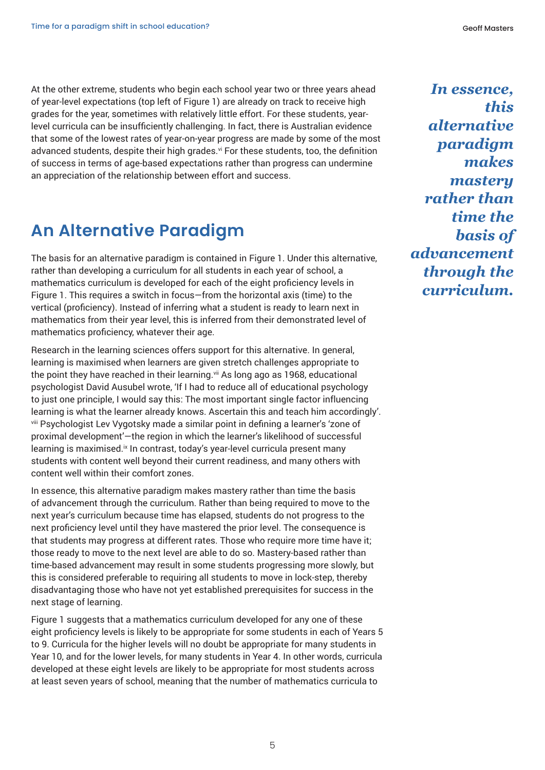At the other extreme, students who begin each school year two or three years ahead of year-level expectations (top left of Figure 1) are already on track to receive high grades for the year, sometimes with relatively little effort. For these students, year-level curricula can be insufficiently challenging. In fact, there is Australian evidence that some of the lowest rates of year-on-year progress are made by some of the most advanced students, despite their high grades.[vi] For these students, too, the definition of success in terms of age-based expectations rather than progress can undermine an appreciation of the relationship between effort and success.

*In essence, this alternative paradigm makes mastery rather than time the basis of advancement through the curriculum.*

## An Alternative Paradigm

The basis for an alternative paradigm is contained in Figure 1. Under this alternative, rather than developing a curriculum for all students in each year of school, a mathematics curriculum is developed for each of the eight proficiency levels in Figure 1. This requires a switch in focus—from the horizontal axis (time) to the vertical (proficiency). Instead of inferring what a student is ready to learn next in mathematics from their year level, this is inferred from their demonstrated level of mathematics proficiency, whatever their age.

Research in the learning sciences offers support for this alternative. In general, learning is maximised when learners are given stretch challenges appropriate to the point they have reached in their learning.[vii] As long ago as 1968, educational psychologist David Ausubel wrote, 'If I had to reduce all of educational psychology to just one principle, I would say this: The most important single factor influencing learning is what the learner already knows. Ascertain this and teach him accordingly'.[viii] Psychologist Lev Vygotsky made a similar point in defining a learner's 'zone of proximal development'—the region in which the learner's likelihood of successful learning is maximised.[ix] In contrast, today's year-level curricula present many students with content well beyond their current readiness, and many others with content well within their comfort zones.

In essence, this alternative paradigm makes mastery rather than time the basis of advancement through the curriculum. Rather than being required to move to the next year's curriculum because time has elapsed, students do not progress to the next proficiency level until they have mastered the prior level. The consequence is that students may progress at different rates. Those who require more time have it; those ready to move to the next level are able to do so. Mastery-based rather than time-based advancement may result in some students progressing more slowly, but this is considered preferable to requiring all students to move in lock-step, thereby disadvantaging those who have not yet established prerequisites for success in the next stage of learning.

Figure 1 suggests that a mathematics curriculum developed for any one of these eight proficiency levels is likely to be appropriate for some students in each of Years 5 to 9. Curricula for the higher levels will no doubt be appropriate for many students in Year 10, and for the lower levels, for many students in Year 4. In other words, curricula developed at these eight levels are likely to be appropriate for most students across at least seven years of school, meaning that the number of mathematics curricula to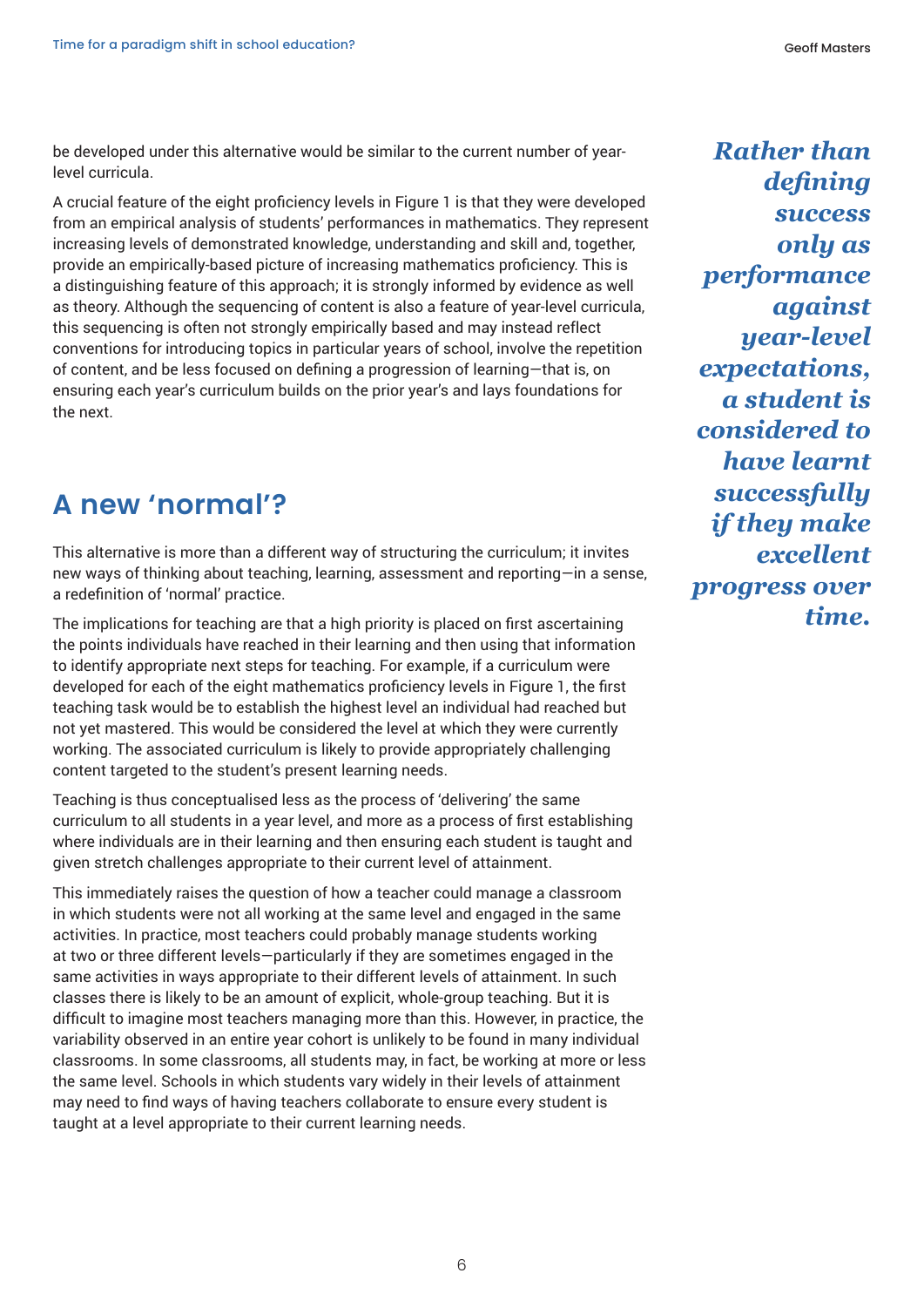be developed under this alternative would be similar to the current number of year-level curricula.

A crucial feature of the eight proficiency levels in Figure 1 is that they were developed from an empirical analysis of students' performances in mathematics. They represent increasing levels of demonstrated knowledge, understanding and skill and, together, provide an empirically-based picture of increasing mathematics proficiency. This is a distinguishing feature of this approach; it is strongly informed by evidence as well as theory. Although the sequencing of content is also a feature of year-level curricula, this sequencing is often not strongly empirically based and may instead reflect conventions for introducing topics in particular years of school, involve the repetition of content, and be less focused on defining a progression of learning—that is, on ensuring each year's curriculum builds on the prior year's and lays foundations for the next.

## A new 'normal'?

This alternative is more than a different way of structuring the curriculum; it invites new ways of thinking about teaching, learning, assessment and reporting—in a sense, a redefinition of 'normal' practice.

The implications for teaching are that a high priority is placed on first ascertaining the points individuals have reached in their learning and then using that information to identify appropriate next steps for teaching. For example, if a curriculum were developed for each of the eight mathematics proficiency levels in Figure 1, the first teaching task would be to establish the highest level an individual had reached but not yet mastered. This would be considered the level at which they were currently working. The associated curriculum is likely to provide appropriately challenging content targeted to the student's present learning needs.

Teaching is thus conceptualised less as the process of 'delivering' the same curriculum to all students in a year level, and more as a process of first establishing where individuals are in their learning and then ensuring each student is taught and given stretch challenges appropriate to their current level of attainment.

This immediately raises the question of how a teacher could manage a classroom in which students were not all working at the same level and engaged in the same activities. In practice, most teachers could probably manage students working at two or three different levels—particularly if they are sometimes engaged in the same activities in ways appropriate to their different levels of attainment. In such classes there is likely to be an amount of explicit, whole-group teaching. But it is difficult to imagine most teachers managing more than this. However, in practice, the variability observed in an entire year cohort is unlikely to be found in many individual classrooms. In some classrooms, all students may, in fact, be working at more or less the same level. Schools in which students vary widely in their levels of attainment may need to find ways of having teachers collaborate to ensure every student is taught at a level appropriate to their current learning needs.

***Rather than defining success only as performance against year-level expectations, a student is considered to have learnt successfully if they make excellent progress over time.***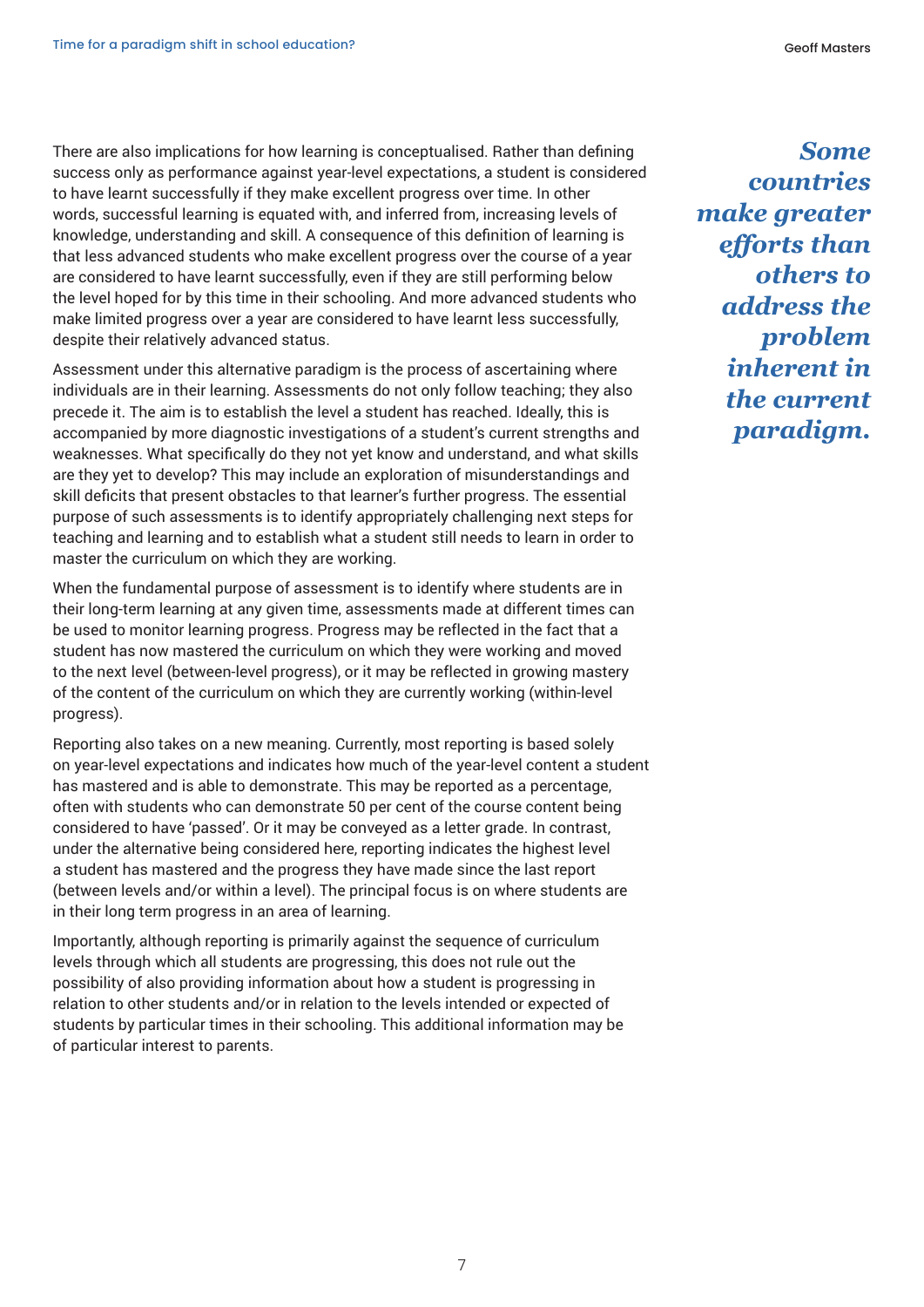There are also implications for how learning is conceptualised. Rather than defining success only as performance against year-level expectations, a student is considered to have learnt successfully if they make excellent progress over time. In other words, successful learning is equated with, and inferred from, increasing levels of knowledge, understanding and skill. A consequence of this definition of learning is that less advanced students who make excellent progress over the course of a year are considered to have learnt successfully, even if they are still performing below the level hoped for by this time in their schooling. And more advanced students who make limited progress over a year are considered to have learnt less successfully, despite their relatively advanced status.

***Some countries make greater efforts than others to address the problem inherent in the current paradigm.***

Assessment under this alternative paradigm is the process of ascertaining where individuals are in their learning. Assessments do not only follow teaching; they also precede it. The aim is to establish the level a student has reached. Ideally, this is accompanied by more diagnostic investigations of a student's current strengths and weaknesses. What specifically do they not yet know and understand, and what skills are they yet to develop? This may include an exploration of misunderstandings and skill deficits that present obstacles to that learner's further progress. The essential purpose of such assessments is to identify appropriately challenging next steps for teaching and learning and to establish what a student still needs to learn in order to master the curriculum on which they are working.

When the fundamental purpose of assessment is to identify where students are in their long-term learning at any given time, assessments made at different times can be used to monitor learning progress. Progress may be reflected in the fact that a student has now mastered the curriculum on which they were working and moved to the next level (between-level progress), or it may be reflected in growing mastery of the content of the curriculum on which they are currently working (within-level progress).

Reporting also takes on a new meaning. Currently, most reporting is based solely on year-level expectations and indicates how much of the year-level content a student has mastered and is able to demonstrate. This may be reported as a percentage, often with students who can demonstrate 50 per cent of the course content being considered to have 'passed'. Or it may be conveyed as a letter grade. In contrast, under the alternative being considered here, reporting indicates the highest level a student has mastered and the progress they have made since the last report (between levels and/or within a level). The principal focus is on where students are in their long term progress in an area of learning.

Importantly, although reporting is primarily against the sequence of curriculum levels through which all students are progressing, this does not rule out the possibility of also providing information about how a student is progressing in relation to other students and/or in relation to the levels intended or expected of students by particular times in their schooling. This additional information may be of particular interest to parents.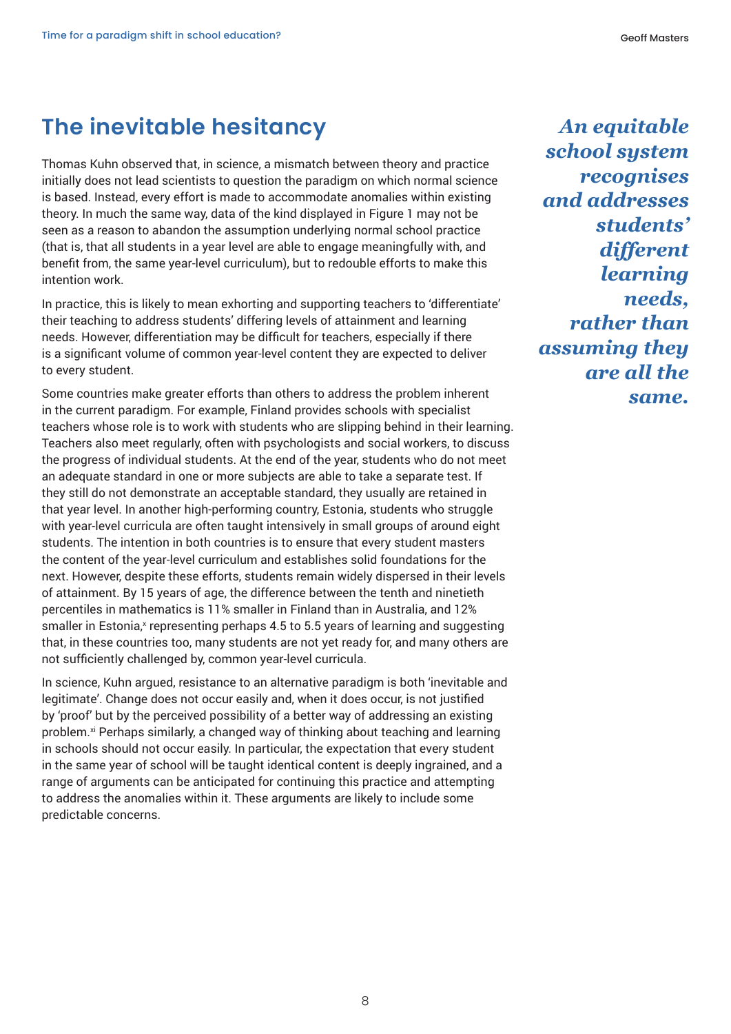## The inevitable hesitancy

Thomas Kuhn observed that, in science, a mismatch between theory and practice initially does not lead scientists to question the paradigm on which normal science is based. Instead, every effort is made to accommodate anomalies within existing theory. In much the same way, data of the kind displayed in Figure 1 may not be seen as a reason to abandon the assumption underlying normal school practice (that is, that all students in a year level are able to engage meaningfully with, and benefit from, the same year-level curriculum), but to redouble efforts to make this intention work.

In practice, this is likely to mean exhorting and supporting teachers to 'differentiate' their teaching to address students' differing levels of attainment and learning needs. However, differentiation may be difficult for teachers, especially if there is a significant volume of common year-level content they are expected to deliver to every student.

Some countries make greater efforts than others to address the problem inherent in the current paradigm. For example, Finland provides schools with specialist teachers whose role is to work with students who are slipping behind in their learning. Teachers also meet regularly, often with psychologists and social workers, to discuss the progress of individual students. At the end of the year, students who do not meet an adequate standard in one or more subjects are able to take a separate test. If they still do not demonstrate an acceptable standard, they usually are retained in that year level. In another high-performing country, Estonia, students who struggle with year-level curricula are often taught intensively in small groups of around eight students. The intention in both countries is to ensure that every student masters the content of the year-level curriculum and establishes solid foundations for the next. However, despite these efforts, students remain widely dispersed in their levels of attainment. By 15 years of age, the difference between the tenth and ninetieth percentiles in mathematics is 11% smaller in Finland than in Australia, and 12% smaller in Estonia,[x] representing perhaps 4.5 to 5.5 years of learning and suggesting that, in these countries too, many students are not yet ready for, and many others are not sufficiently challenged by, common year-level curricula.

In science, Kuhn argued, resistance to an alternative paradigm is both 'inevitable and legitimate'. Change does not occur easily and, when it does occur, is not justified by 'proof' but by the perceived possibility of a better way of addressing an existing problem.[xi] Perhaps similarly, a changed way of thinking about teaching and learning in schools should not occur easily. In particular, the expectation that every student in the same year of school will be taught identical content is deeply ingrained, and a range of arguments can be anticipated for continuing this practice and attempting to address the anomalies within it. These arguments are likely to include some predictable concerns.

***An equitable school system recognises and addresses students' different learning needs, rather than assuming they are all the same.***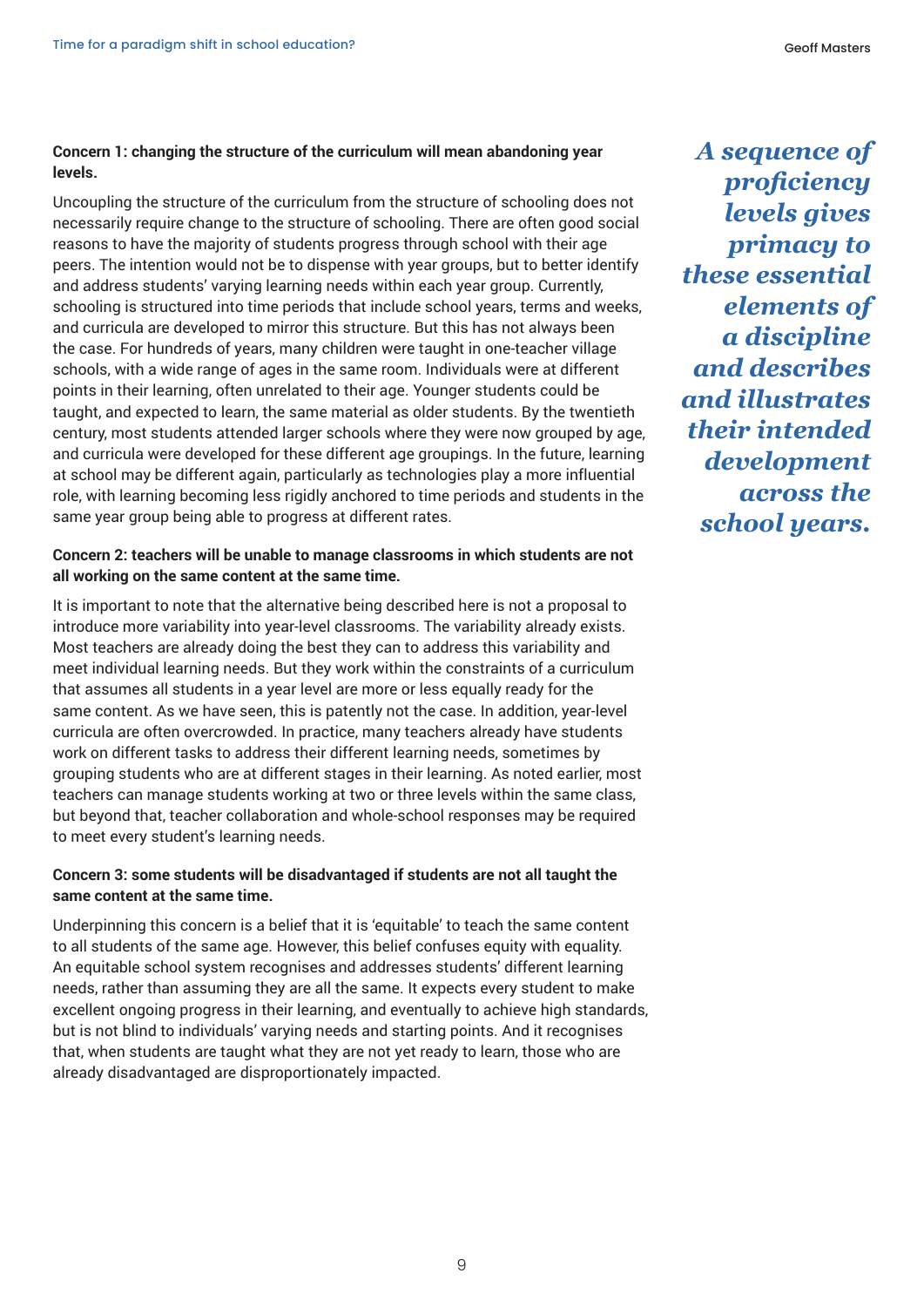**Concern 1: changing the structure of the curriculum will mean abandoning year levels.**

Uncoupling the structure of the curriculum from the structure of schooling does not necessarily require change to the structure of schooling. There are often good social reasons to have the majority of students progress through school with their age peers. The intention would not be to dispense with year groups, but to better identify and address students' varying learning needs within each year group. Currently, schooling is structured into time periods that include school years, terms and weeks, and curricula are developed to mirror this structure. But this has not always been the case. For hundreds of years, many children were taught in one-teacher village schools, with a wide range of ages in the same room. Individuals were at different points in their learning, often unrelated to their age. Younger students could be taught, and expected to learn, the same material as older students. By the twentieth century, most students attended larger schools where they were now grouped by age, and curricula were developed for these different age groupings. In the future, learning at school may be different again, particularly as technologies play a more influential role, with learning becoming less rigidly anchored to time periods and students in the same year group being able to progress at different rates.

*A sequence of proficiency levels gives primacy to these essential elements of a discipline and describes and illustrates their intended development across the school years.*

**Concern 2: teachers will be unable to manage classrooms in which students are not all working on the same content at the same time.**

It is important to note that the alternative being described here is not a proposal to introduce more variability into year-level classrooms. The variability already exists. Most teachers are already doing the best they can to address this variability and meet individual learning needs. But they work within the constraints of a curriculum that assumes all students in a year level are more or less equally ready for the same content. As we have seen, this is patently not the case. In addition, year-level curricula are often overcrowded. In practice, many teachers already have students work on different tasks to address their different learning needs, sometimes by grouping students who are at different stages in their learning. As noted earlier, most teachers can manage students working at two or three levels within the same class, but beyond that, teacher collaboration and whole-school responses may be required to meet every student's learning needs.

**Concern 3: some students will be disadvantaged if students are not all taught the same content at the same time.**

Underpinning this concern is a belief that it is 'equitable' to teach the same content to all students of the same age. However, this belief confuses equity with equality. An equitable school system recognises and addresses students' different learning needs, rather than assuming they are all the same. It expects every student to make excellent ongoing progress in their learning, and eventually to achieve high standards, but is not blind to individuals' varying needs and starting points. And it recognises that, when students are taught what they are not yet ready to learn, those who are already disadvantaged are disproportionately impacted.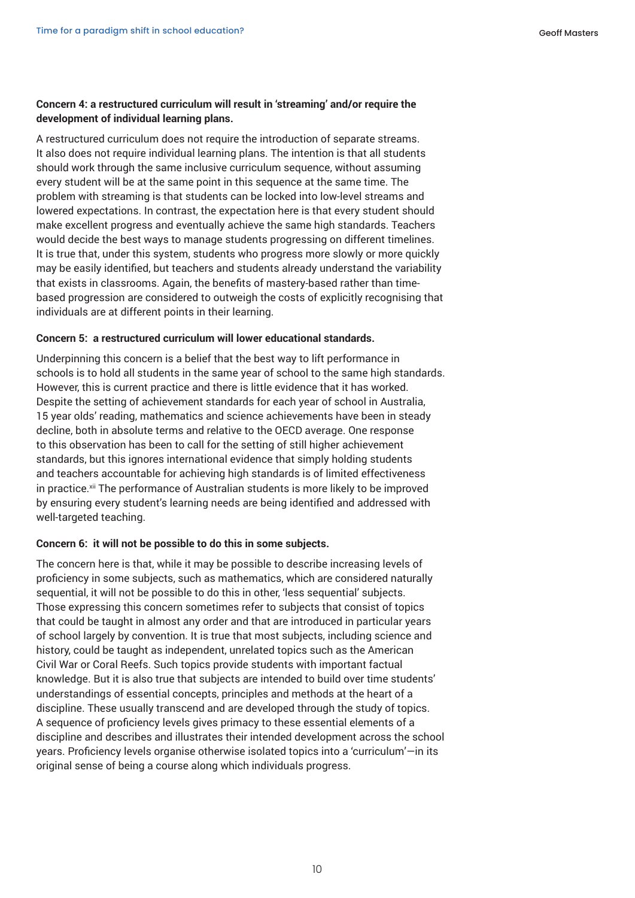**Concern 4: a restructured curriculum will result in 'streaming' and/or require the development of individual learning plans.**

A restructured curriculum does not require the introduction of separate streams. It also does not require individual learning plans. The intention is that all students should work through the same inclusive curriculum sequence, without assuming every student will be at the same point in this sequence at the same time. The problem with streaming is that students can be locked into low-level streams and lowered expectations. In contrast, the expectation here is that every student should make excellent progress and eventually achieve the same high standards. Teachers would decide the best ways to manage students progressing on different timelines. It is true that, under this system, students who progress more slowly or more quickly may be easily identified, but teachers and students already understand the variability that exists in classrooms. Again, the benefits of mastery-based rather than time-based progression are considered to outweigh the costs of explicitly recognising that individuals are at different points in their learning.

**Concern 5: a restructured curriculum will lower educational standards.**

Underpinning this concern is a belief that the best way to lift performance in schools is to hold all students in the same year of school to the same high standards. However, this is current practice and there is little evidence that it has worked. Despite the setting of achievement standards for each year of school in Australia, 15 year olds' reading, mathematics and science achievements have been in steady decline, both in absolute terms and relative to the OECD average. One response to this observation has been to call for the setting of still higher achievement standards, but this ignores international evidence that simply holding students and teachers accountable for achieving high standards is of limited effectiveness in practice.[xii] The performance of Australian students is more likely to be improved by ensuring every student's learning needs are being identified and addressed with well-targeted teaching.

**Concern 6: it will not be possible to do this in some subjects.**

The concern here is that, while it may be possible to describe increasing levels of proficiency in some subjects, such as mathematics, which are considered naturally sequential, it will not be possible to do this in other, 'less sequential' subjects. Those expressing this concern sometimes refer to subjects that consist of topics that could be taught in almost any order and that are introduced in particular years of school largely by convention. It is true that most subjects, including science and history, could be taught as independent, unrelated topics such as the American Civil War or Coral Reefs. Such topics provide students with important factual knowledge. But it is also true that subjects are intended to build over time students' understandings of essential concepts, principles and methods at the heart of a discipline. These usually transcend and are developed through the study of topics. A sequence of proficiency levels gives primacy to these essential elements of a discipline and describes and illustrates their intended development across the school years. Proficiency levels organise otherwise isolated topics into a 'curriculum'—in its original sense of being a course along which individuals progress.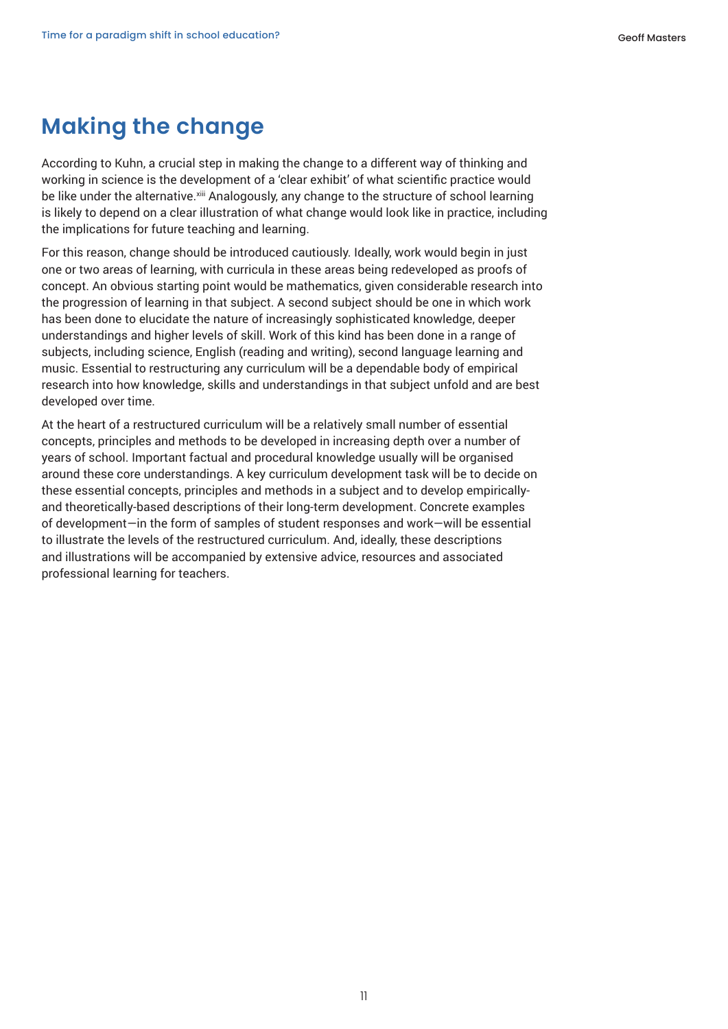# Making the change

According to Kuhn, a crucial step in making the change to a different way of thinking and working in science is the development of a 'clear exhibit' of what scientific practice would be like under the alternative.[xiii] Analogously, any change to the structure of school learning is likely to depend on a clear illustration of what change would look like in practice, including the implications for future teaching and learning.

For this reason, change should be introduced cautiously. Ideally, work would begin in just one or two areas of learning, with curricula in these areas being redeveloped as proofs of concept. An obvious starting point would be mathematics, given considerable research into the progression of learning in that subject. A second subject should be one in which work has been done to elucidate the nature of increasingly sophisticated knowledge, deeper understandings and higher levels of skill. Work of this kind has been done in a range of subjects, including science, English (reading and writing), second language learning and music. Essential to restructuring any curriculum will be a dependable body of empirical research into how knowledge, skills and understandings in that subject unfold and are best developed over time.

At the heart of a restructured curriculum will be a relatively small number of essential concepts, principles and methods to be developed in increasing depth over a number of years of school. Important factual and procedural knowledge usually will be organised around these core understandings. A key curriculum development task will be to decide on these essential concepts, principles and methods in a subject and to develop empirically- and theoretically-based descriptions of their long-term development. Concrete examples of development—in the form of samples of student responses and work—will be essential to illustrate the levels of the restructured curriculum. And, ideally, these descriptions and illustrations will be accompanied by extensive advice, resources and associated professional learning for teachers.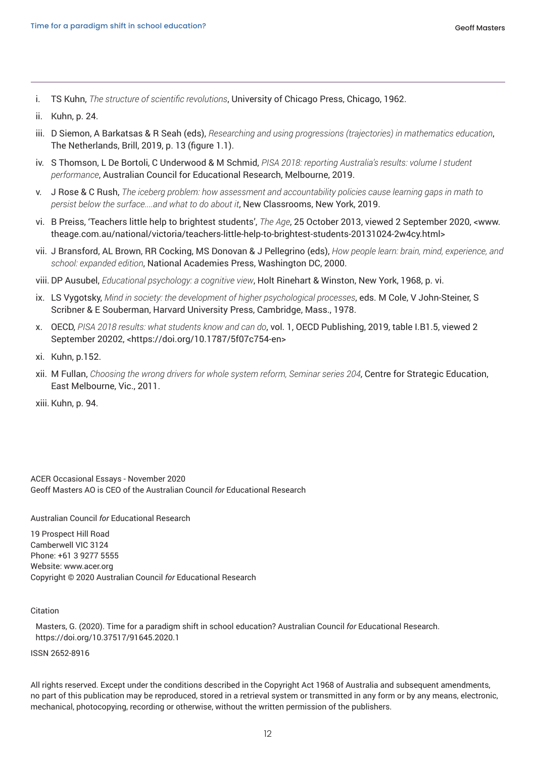i. TS Kuhn, *The structure of scientific revolutions*, University of Chicago Press, Chicago, 1962.

ii. Kuhn, p. 24.

iii. D Siemon, A Barkatsas & R Seah (eds), *Researching and using progressions (trajectories) in mathematics education*, The Netherlands, Brill, 2019, p. 13 (figure 1.1).

iv. S Thomson, L De Bortoli, C Underwood & M Schmid, *PISA 2018: reporting Australia's results: volume I student performance*, Australian Council for Educational Research, Melbourne, 2019.

v. J Rose & C Rush, *The iceberg problem: how assessment and accountability policies cause learning gaps in math to persist below the surface....and what to do about it*, New Classrooms, New York, 2019.

vi. B Preiss, 'Teachers little help to brightest students', *The Age*, 25 October 2013, viewed 2 September 2020, <www.theage.com.au/national/victoria/teachers-little-help-to-brightest-students-20131024-2w4cy.html>

vii. J Bransford, AL Brown, RR Cocking, MS Donovan & J Pellegrino (eds), *How people learn: brain, mind, experience, and school: expanded edition*, National Academies Press, Washington DC, 2000.

viii. DP Ausubel, *Educational psychology: a cognitive view*, Holt Rinehart & Winston, New York, 1968, p. vi.

ix. LS Vygotsky, *Mind in society: the development of higher psychological processes*, eds. M Cole, V John-Steiner, S Scribner & E Souberman, Harvard University Press, Cambridge, Mass., 1978.

x. OECD, *PISA 2018 results: what students know and can do*, vol. 1, OECD Publishing, 2019, table I.B1.5, viewed 2 September 20202, <https://doi.org/10.1787/5f07c754-en>

xi. Kuhn, p.152.

xii. M Fullan, *Choosing the wrong drivers for whole system reform, Seminar series 204*, Centre for Strategic Education, East Melbourne, Vic., 2011.

xiii. Kuhn, p. 94.

ACER Occasional Essays - November 2020
Geoff Masters AO is CEO of the Australian Council *for* Educational Research

Australian Council *for* Educational Research

19 Prospect Hill Road
Camberwell VIC 3124
Phone: +61 3 9277 5555
Website: www.acer.org
Copyright © 2020 Australian Council *for* Educational Research

Citation

Masters, G. (2020). Time for a paradigm shift in school education? Australian Council *for* Educational Research. https://doi.org/10.37517/91645.2020.1

ISSN 2652-8916

All rights reserved. Except under the conditions described in the Copyright Act 1968 of Australia and subsequent amendments, no part of this publication may be reproduced, stored in a retrieval system or transmitted in any form or by any means, electronic, mechanical, photocopying, recording or otherwise, without the written permission of the publishers.